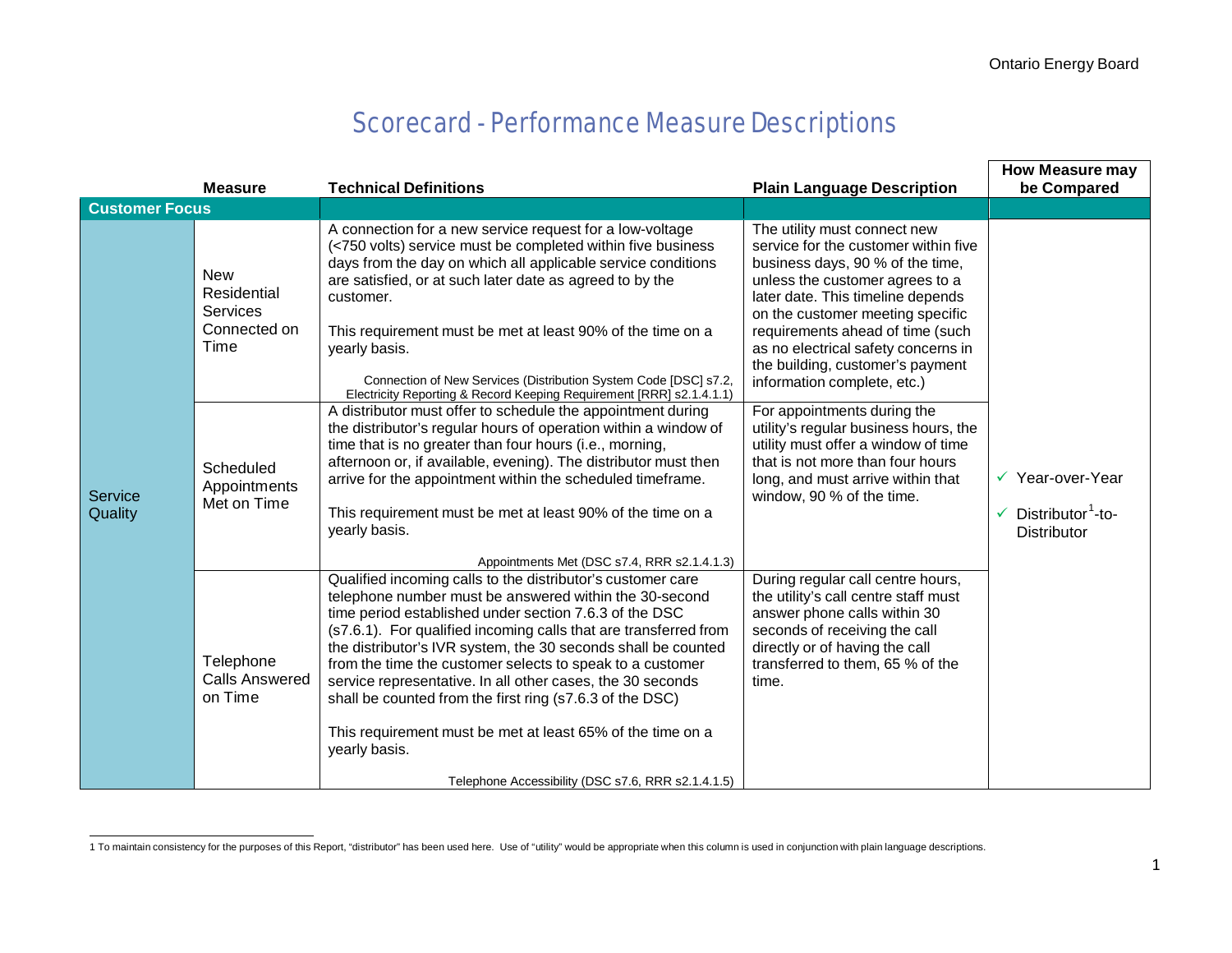# Scorecard - Performance Measure Descriptions

| | Measure | Technical Definitions | Plain Language Description | How Measure may be Compared |
|---|---|---|---|---|
| **Customer Focus** | | | | |
| Service Quality | New Residential Services Connected on Time | A connection for a new service request for a low-voltage (<750 volts) service must be completed within five business days from the day on which all applicable service conditions are satisfied, or at such later date as agreed to by the customer.<br><br>This requirement must be met at least 90% of the time on a yearly basis.<br><br>Connection of New Services (Distribution System Code [DSC] s7.2, Electricity Reporting & Record Keeping Requirement [RRR] s2.1.4.1.1) | The utility must connect new service for the customer within five business days, 90 % of the time, unless the customer agrees to a later date. This timeline depends on the customer meeting specific requirements ahead of time (such as no electrical safety concerns in the building, customer's payment information complete, etc.) | ✓ Year-over-Year<br>✓ Distributor[1]-to-Distributor |
| | Scheduled Appointments Met on Time | A distributor must offer to schedule the appointment during the distributor's regular hours of operation within a window of time that is no greater than four hours (i.e., morning, afternoon or, if available, evening). The distributor must then arrive for the appointment within the scheduled timeframe.<br><br>This requirement must be met at least 90% of the time on a yearly basis.<br><br>Appointments Met (DSC s7.4, RRR s2.1.4.1.3) | For appointments during the utility's regular business hours, the utility must offer a window of time that is not more than four hours long, and must arrive within that window, 90 % of the time. | |
| | Telephone Calls Answered on Time | Qualified incoming calls to the distributor's customer care telephone number must be answered within the 30-second time period established under section 7.6.3 of the DSC (s7.6.1). For qualified incoming calls that are transferred from the distributor's IVR system, the 30 seconds shall be counted from the time the customer selects to speak to a customer service representative. In all other cases, the 30 seconds shall be counted from the first ring (s7.6.3 of the DSC)<br><br>This requirement must be met at least 65% of the time on a yearly basis.<br><br>Telephone Accessibility (DSC s7.6, RRR s2.1.4.1.5) | During regular call centre hours, the utility's call centre staff must answer phone calls within 30 seconds of receiving the call directly or of having the call transferred to them, 65 % of the time. | |

1 To maintain consistency for the purposes of this Report, "distributor" has been used here. Use of "utility" would be appropriate when this column is used in conjunction with plain language descriptions.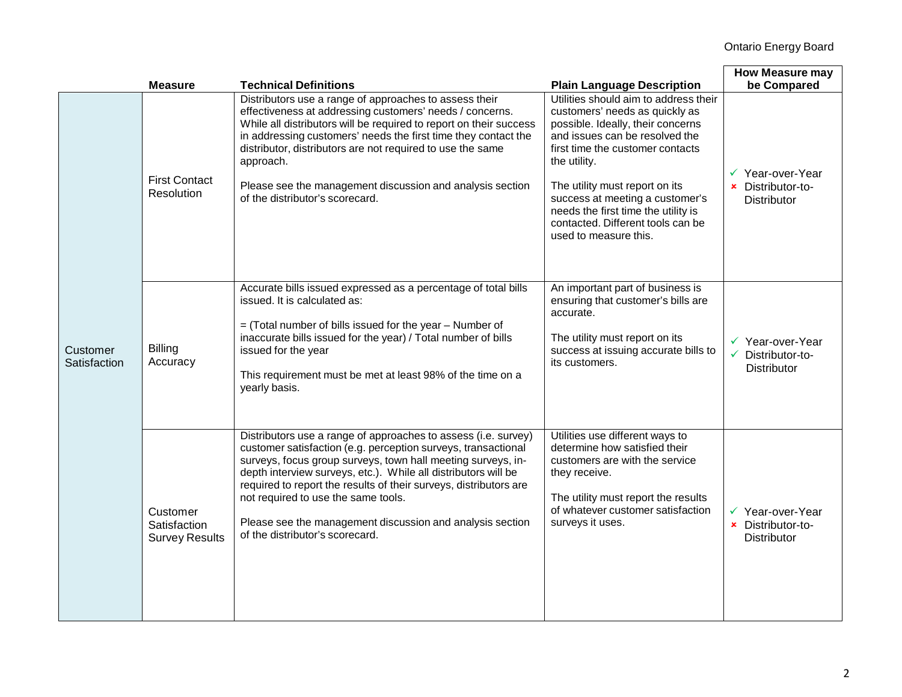| | Measure | Technical Definitions | Plain Language Description | How Measure may be Compared |
|---|---|---|---|---|
| Customer Satisfaction | First Contact Resolution | Distributors use a range of approaches to assess their effectiveness at addressing customers' needs / concerns. While all distributors will be required to report on their success in addressing customers' needs the first time they contact the distributor, distributors are not required to use the same approach.<br><br>Please see the management discussion and analysis section of the distributor's scorecard. | Utilities should aim to address their customers' needs as quickly as possible. Ideally, their concerns and issues can be resolved the first time the customer contacts the utility.<br><br>The utility must report on its success at meeting a customer's needs the first time the utility is contacted. Different tools can be used to measure this. | ✓ Year-over-Year<br>× Distributor-to-Distributor |
| | Billing Accuracy | Accurate bills issued expressed as a percentage of total bills issued. It is calculated as:<br><br>= (Total number of bills issued for the year – Number of inaccurate bills issued for the year) / Total number of bills issued for the year<br><br>This requirement must be met at least 98% of the time on a yearly basis. | An important part of business is ensuring that customer's bills are accurate.<br><br>The utility must report on its success at issuing accurate bills to its customers. | ✓ Year-over-Year<br>✓ Distributor-to-Distributor |
| | Customer Satisfaction Survey Results | Distributors use a range of approaches to assess (i.e. survey) customer satisfaction (e.g. perception surveys, transactional surveys, focus group surveys, town hall meeting surveys, in-depth interview surveys, etc.). While all distributors will be required to report the results of their surveys, distributors are not required to use the same tools.<br><br>Please see the management discussion and analysis section of the distributor's scorecard. | Utilities use different ways to determine how satisfied their customers are with the service they receive.<br><br>The utility must report the results of whatever customer satisfaction surveys it uses. | ✓ Year-over-Year<br>× Distributor-to-Distributor |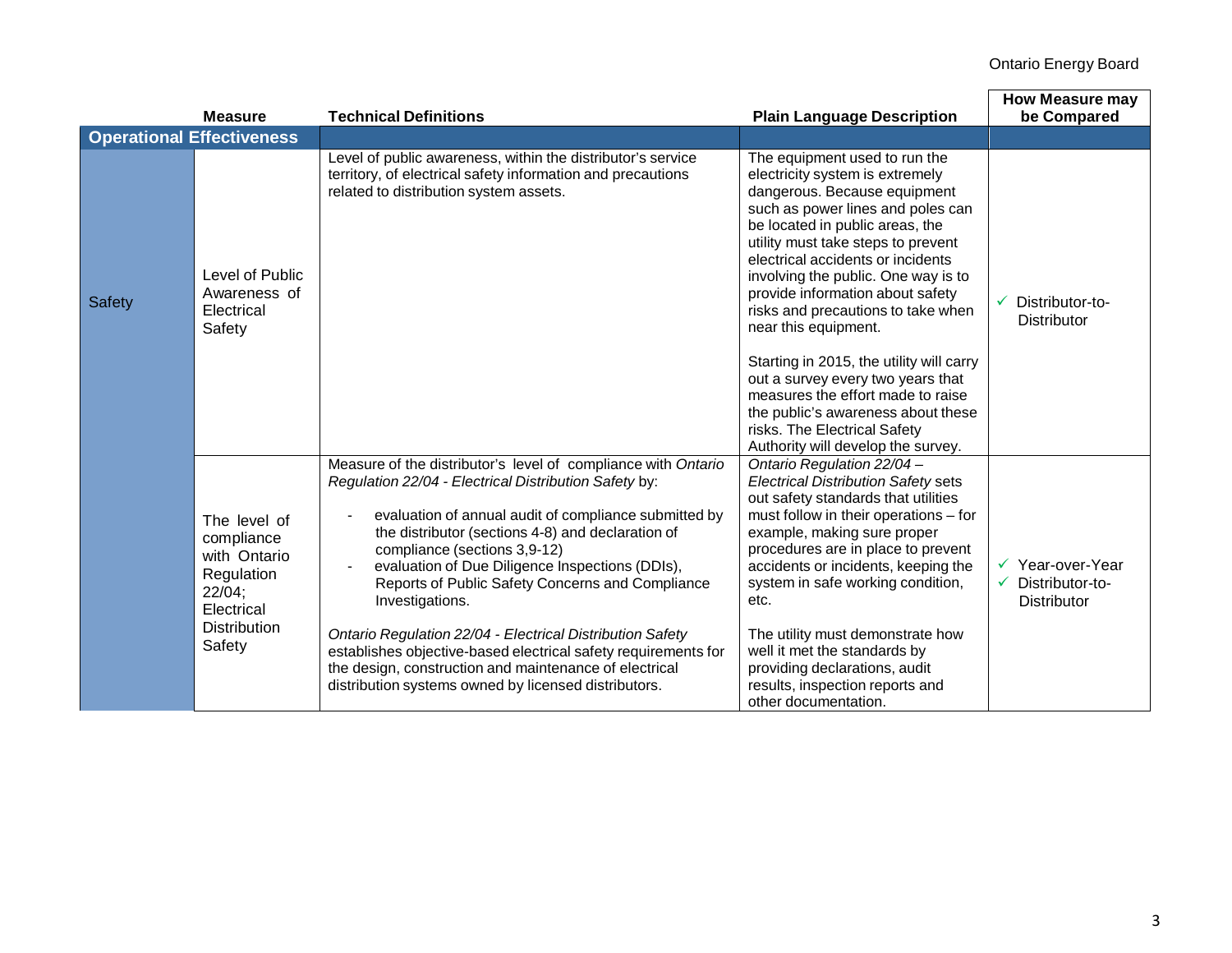| | Measure | Technical Definitions | Plain Language Description | How Measure may be Compared |
|---|---|---|---|---|
| **Operational Effectiveness** | | | | |
| Safety | Level of Public Awareness of Electrical Safety | Level of public awareness, within the distributor's service territory, of electrical safety information and precautions related to distribution system assets. | The equipment used to run the electricity system is extremely dangerous. Because equipment such as power lines and poles can be located in public areas, the utility must take steps to prevent electrical accidents or incidents involving the public. One way is to provide information about safety risks and precautions to take when near this equipment.<br><br>Starting in 2015, the utility will carry out a survey every two years that measures the effort made to raise the public's awareness about these risks. The Electrical Safety Authority will develop the survey. | ✓ Distributor-to-Distributor |
| | The level of compliance with Ontario Regulation 22/04; Electrical Distribution Safety | Measure of the distributor's level of compliance with *Ontario Regulation 22/04 - Electrical Distribution Safety* by:<br><br>- evaluation of annual audit of compliance submitted by the distributor (sections 4-8) and declaration of compliance (sections 3,9-12)<br>- evaluation of Due Diligence Inspections (DDIs), Reports of Public Safety Concerns and Compliance Investigations.<br><br>*Ontario Regulation 22/04 - Electrical Distribution Safety* establishes objective-based electrical safety requirements for the design, construction and maintenance of electrical distribution systems owned by licensed distributors. | *Ontario Regulation 22/04 – Electrical Distribution Safety* sets out safety standards that utilities must follow in their operations – for example, making sure proper procedures are in place to prevent accidents or incidents, keeping the system in safe working condition, etc.<br><br>The utility must demonstrate how well it met the standards by providing declarations, audit results, inspection reports and other documentation. | ✓ Year-over-Year<br>✓ Distributor-to-Distributor |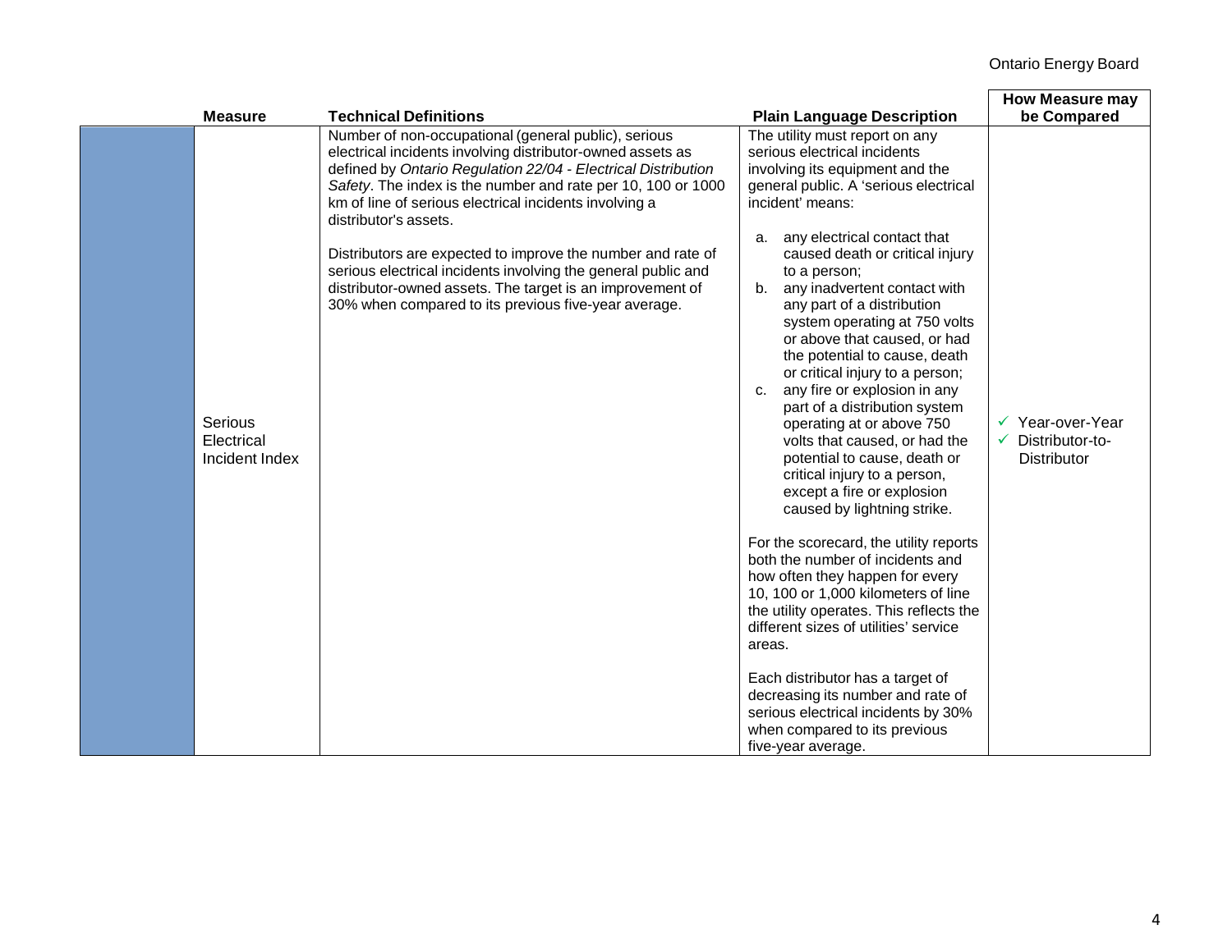| | Measure | Technical Definitions | Plain Language Description | How Measure may be Compared |
|---|---|---|---|---|
| | Serious Electrical Incident Index | Number of non-occupational (general public), serious electrical incidents involving distributor-owned assets as defined by *Ontario Regulation 22/04 - Electrical Distribution Safety*. The index is the number and rate per 10, 100 or 1000 km of line of serious electrical incidents involving a distributor's assets.<br><br>Distributors are expected to improve the number and rate of serious electrical incidents involving the general public and distributor-owned assets. The target is an improvement of 30% when compared to its previous five-year average. | The utility must report on any serious electrical incidents involving its equipment and the general public. A 'serious electrical incident' means:<br><br>a. any electrical contact that caused death or critical injury to a person;<br>b. any inadvertent contact with any part of a distribution system operating at 750 volts or above that caused, or had the potential to cause, death or critical injury to a person;<br>c. any fire or explosion in any part of a distribution system operating at or above 750 volts that caused, or had the potential to cause, death or critical injury to a person, except a fire or explosion caused by lightning strike.<br><br>For the scorecard, the utility reports both the number of incidents and how often they happen for every 10, 100 or 1,000 kilometers of line the utility operates. This reflects the different sizes of utilities' service areas.<br><br>Each distributor has a target of decreasing its number and rate of serious electrical incidents by 30% when compared to its previous five-year average. | ✓ Year-over-Year<br>✓ Distributor-to-Distributor |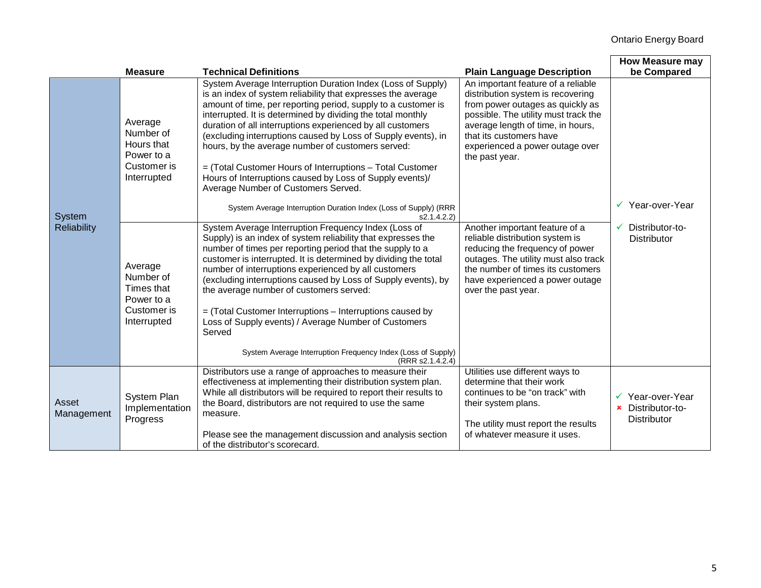| | Measure | Technical Definitions | Plain Language Description | How Measure may be Compared |
|---|---|---|---|---|
| System Reliability | Average Number of Hours that Power to a Customer is Interrupted | System Average Interruption Duration Index (Loss of Supply) is an index of system reliability that expresses the average amount of time, per reporting period, supply to a customer is interrupted. It is determined by dividing the total monthly duration of all interruptions experienced by all customers (excluding interruptions caused by Loss of Supply events), in hours, by the average number of customers served:<br><br>= (Total Customer Hours of Interruptions – Total Customer Hours of Interruptions caused by Loss of Supply events)/ Average Number of Customers Served.<br><br>System Average Interruption Duration Index (Loss of Supply) (RRR s2.1.4.2.2) | An important feature of a reliable distribution system is recovering from power outages as quickly as possible. The utility must track the average length of time, in hours, that its customers have experienced a power outage over the past year. | ✓ Year-over-Year<br>✓ Distributor-to-Distributor |
| | Average Number of Times that Power to a Customer is Interrupted | System Average Interruption Frequency Index (Loss of Supply) is an index of system reliability that expresses the number of times per reporting period that the supply to a customer is interrupted. It is determined by dividing the total number of interruptions experienced by all customers (excluding interruptions caused by Loss of Supply events), by the average number of customers served:<br><br>= (Total Customer Interruptions – Interruptions caused by Loss of Supply events) / Average Number of Customers Served<br><br>System Average Interruption Frequency Index (Loss of Supply) (RRR s2.1.4.2.4) | Another important feature of a reliable distribution system is reducing the frequency of power outages. The utility must also track the number of times its customers have experienced a power outage over the past year. | |
| Asset Management | System Plan Implementation Progress | Distributors use a range of approaches to measure their effectiveness at implementing their distribution system plan. While all distributors will be required to report their results to the Board, distributors are not required to use the same measure.<br><br>Please see the management discussion and analysis section of the distributor's scorecard. | Utilities use different ways to determine that their work continues to be "on track" with their system plans.<br><br>The utility must report the results of whatever measure it uses. | ✓ Year-over-Year<br>✗ Distributor-to-Distributor |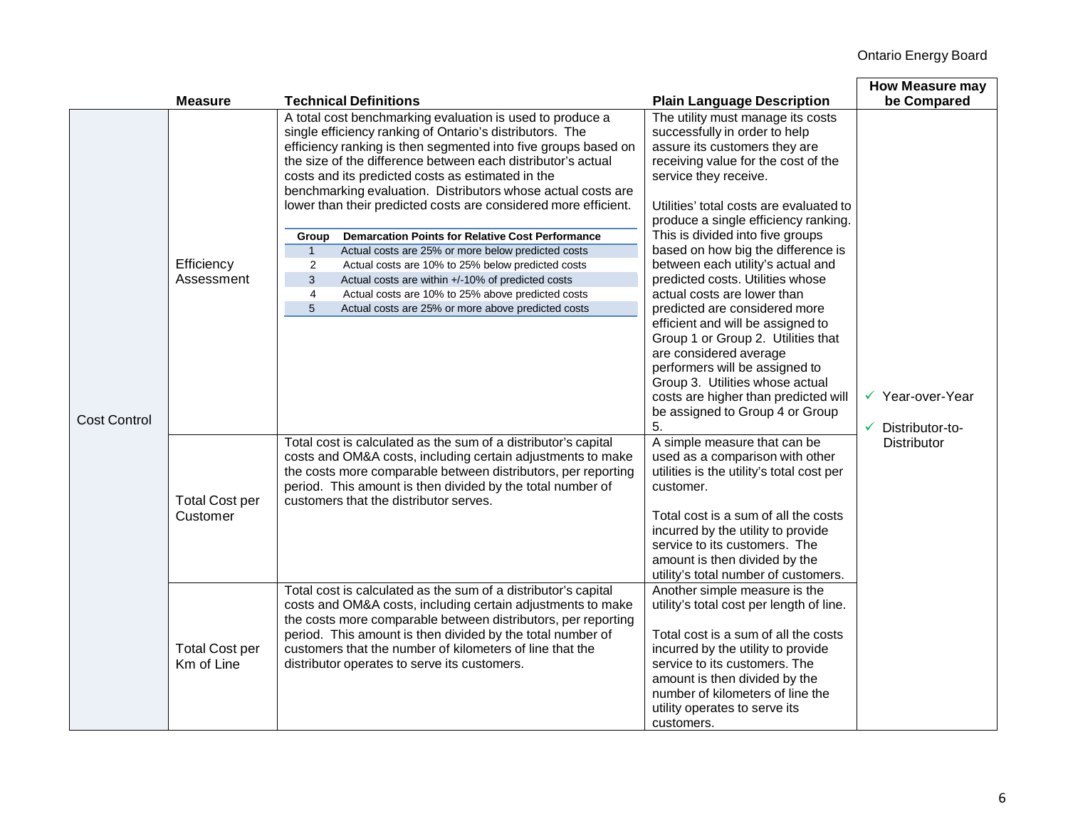| | Measure | Technical Definitions | Plain Language Description | How Measure may be Compared |
|---|---|---|---|---|
| Cost Control | Efficiency Assessment | A total cost benchmarking evaluation is used to produce a single efficiency ranking of Ontario's distributors. The efficiency ranking is then segmented into five groups based on the size of the difference between each distributor's actual costs and its predicted costs as estimated in the benchmarking evaluation. Distributors whose actual costs are lower than their predicted costs are considered more efficient.<br><br>**Group** — **Demarcation Points for Relative Cost Performance**<br>1 — Actual costs are 25% or more below predicted costs<br>2 — Actual costs are 10% to 25% below predicted costs<br>3 — Actual costs are within +/-10% of predicted costs<br>4 — Actual costs are 10% to 25% above predicted costs<br>5 — Actual costs are 25% or more above predicted costs | The utility must manage its costs successfully in order to help assure its customers they are receiving value for the cost of the service they receive.<br><br>Utilities' total costs are evaluated to produce a single efficiency ranking. This is divided into five groups based on how big the difference is between each utility's actual and predicted costs. Utilities whose actual costs are lower than predicted are considered more efficient and will be assigned to Group 1 or Group 2. Utilities that are considered average performers will be assigned to Group 3. Utilities whose actual costs are higher than predicted will be assigned to Group 4 or Group 5. | ✓ Year-over-Year<br>✓ Distributor-to-Distributor |
| | Total Cost per Customer | Total cost is calculated as the sum of a distributor's capital costs and OM&A costs, including certain adjustments to make the costs more comparable between distributors, per reporting period. This amount is then divided by the total number of customers that the distributor serves. | A simple measure that can be used as a comparison with other utilities is the utility's total cost per customer.<br><br>Total cost is a sum of all the costs incurred by the utility to provide service to its customers. The amount is then divided by the utility's total number of customers. | |
| | Total Cost per Km of Line | Total cost is calculated as the sum of a distributor's capital costs and OM&A costs, including certain adjustments to make the costs more comparable between distributors, per reporting period. This amount is then divided by the total number of customers that the number of kilometers of line that the distributor operates to serve its customers. | Another simple measure is the utility's total cost per length of line.<br><br>Total cost is a sum of all the costs incurred by the utility to provide service to its customers. The amount is then divided by the number of kilometers of line the utility operates to serve its customers. | |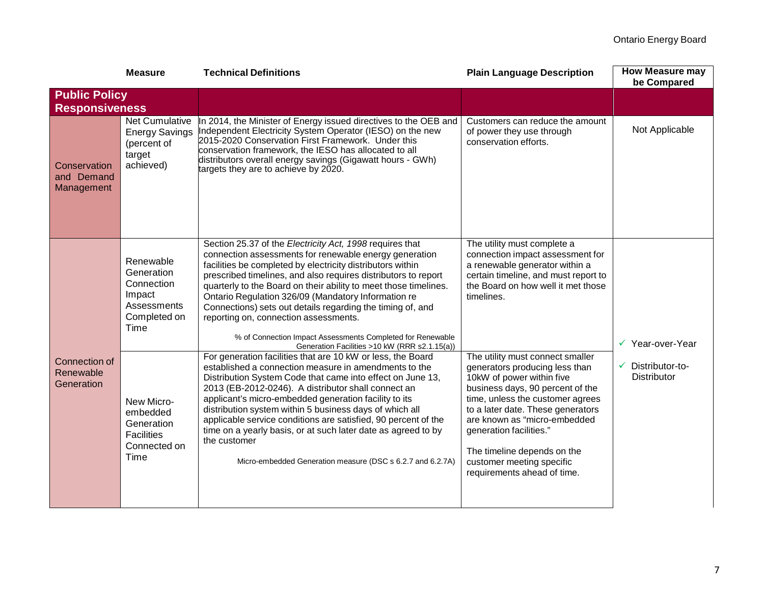| | Measure | Technical Definitions | Plain Language Description | How Measure may be Compared |
|---|---|---|---|---|
| **Public Policy Responsiveness** | | | | |
| Conservation and Demand Management | Net Cumulative Energy Savings (percent of target achieved) | In 2014, the Minister of Energy issued directives to the OEB and Independent Electricity System Operator (IESO) on the new 2015-2020 Conservation First Framework. Under this conservation framework, the IESO has allocated to all distributors overall energy savings (Gigawatt hours - GWh) targets they are to achieve by 2020. | Customers can reduce the amount of power they use through conservation efforts. | Not Applicable |
| Connection of Renewable Generation | Renewable Generation Connection Impact Assessments Completed on Time | Section 25.37 of the *Electricity Act, 1998* requires that connection assessments for renewable energy generation facilities be completed by electricity distributors within prescribed timelines, and also requires distributors to report quarterly to the Board on their ability to meet those timelines. Ontario Regulation 326/09 (Mandatory Information re Connections) sets out details regarding the timing of, and reporting on, connection assessments.<br><br>% of Connection Impact Assessments Completed for Renewable Generation Facilities >10 kW (RRR s2.1.15(a)) | The utility must complete a connection impact assessment for a renewable generator within a certain timeline, and must report to the Board on how well it met those timelines. | ✓ Year-over-Year<br>✓ Distributor-to-Distributor |
| | New Micro-embedded Generation Facilities Connected on Time | For generation facilities that are 10 kW or less, the Board established a connection measure in amendments to the Distribution System Code that came into effect on June 13, 2013 (EB-2012-0246). A distributor shall connect an applicant's micro-embedded generation facility to its distribution system within 5 business days of which all applicable service conditions are satisfied, 90 percent of the time on a yearly basis, or at such later date as agreed to by the customer<br><br>Micro-embedded Generation measure (DSC s 6.2.7 and 6.2.7A) | The utility must connect smaller generators producing less than 10kW of power within five business days, 90 percent of the time, unless the customer agrees to a later date. These generators are known as "micro-embedded generation facilities."<br><br>The timeline depends on the customer meeting specific requirements ahead of time. | |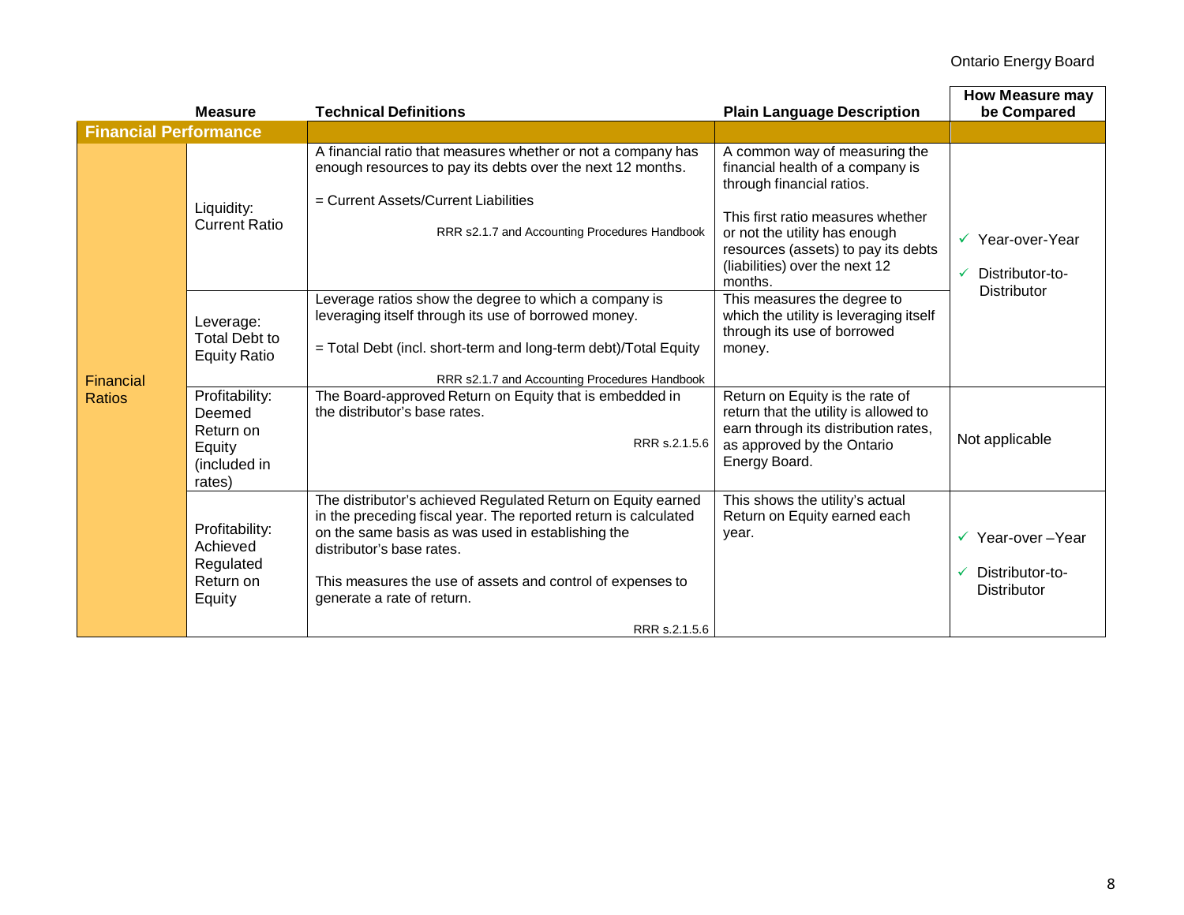| | Measure | Technical Definitions | Plain Language Description | How Measure may be Compared |
|---|---|---|---|---|
| **Financial Performance** | | | | |
| Financial Ratios | Liquidity: Current Ratio | A financial ratio that measures whether or not a company has enough resources to pay its debts over the next 12 months.<br><br>= Current Assets/Current Liabilities<br><br>RRR s2.1.7 and Accounting Procedures Handbook | A common way of measuring the financial health of a company is through financial ratios.<br><br>This first ratio measures whether or not the utility has enough resources (assets) to pay its debts (liabilities) over the next 12 months. | ✓ Year-over-Year<br><br>✓ Distributor-to-Distributor |
| | Leverage: Total Debt to Equity Ratio | Leverage ratios show the degree to which a company is leveraging itself through its use of borrowed money.<br><br>= Total Debt (incl. short-term and long-term debt)/Total Equity<br><br>RRR s2.1.7 and Accounting Procedures Handbook | This measures the degree to which the utility is leveraging itself through its use of borrowed money. | |
| | Profitability: Deemed Return on Equity (included in rates) | The Board-approved Return on Equity that is embedded in the distributor's base rates.<br><br>RRR s.2.1.5.6 | Return on Equity is the rate of return that the utility is allowed to earn through its distribution rates, as approved by the Ontario Energy Board. | Not applicable |
| | Profitability: Achieved Regulated Return on Equity | The distributor's achieved Regulated Return on Equity earned in the preceding fiscal year. The reported return is calculated on the same basis as was used in establishing the distributor's base rates.<br><br>This measures the use of assets and control of expenses to generate a rate of return.<br><br>RRR s.2.1.5.6 | This shows the utility's actual Return on Equity earned each year. | ✓ Year-over –Year<br><br>✓ Distributor-to-Distributor |